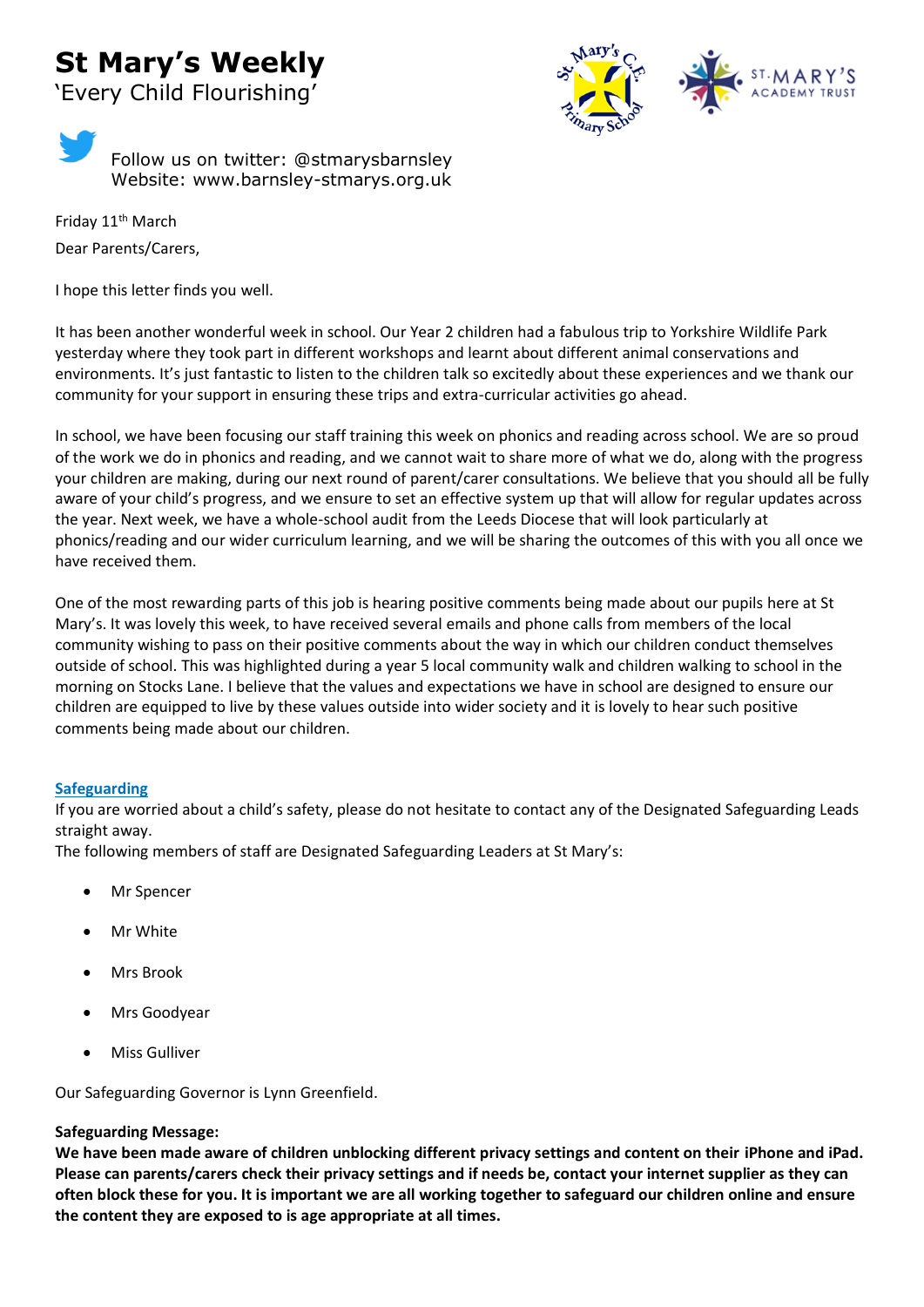# St Mary's Weekly

'Every Child Flourishing'

Follow us on twitter: @stmarysbarnsley
Website: www.barnsley-stmarys.org.uk

Friday 11th March

Dear Parents/Carers,

I hope this letter finds you well.

It has been another wonderful week in school. Our Year 2 children had a fabulous trip to Yorkshire Wildlife Park yesterday where they took part in different workshops and learnt about different animal conservations and environments. It's just fantastic to listen to the children talk so excitedly about these experiences and we thank our community for your support in ensuring these trips and extra-curricular activities go ahead.

In school, we have been focusing our staff training this week on phonics and reading across school. We are so proud of the work we do in phonics and reading, and we cannot wait to share more of what we do, along with the progress your children are making, during our next round of parent/carer consultations. We believe that you should all be fully aware of your child's progress, and we ensure to set an effective system up that will allow for regular updates across the year. Next week, we have a whole-school audit from the Leeds Diocese that will look particularly at phonics/reading and our wider curriculum learning, and we will be sharing the outcomes of this with you all once we have received them.

One of the most rewarding parts of this job is hearing positive comments being made about our pupils here at St Mary's. It was lovely this week, to have received several emails and phone calls from members of the local community wishing to pass on their positive comments about the way in which our children conduct themselves outside of school. This was highlighted during a year 5 local community walk and children walking to school in the morning on Stocks Lane. I believe that the values and expectations we have in school are designed to ensure our children are equipped to live by these values outside into wider society and it is lovely to hear such positive comments being made about our children.

## Safeguarding

If you are worried about a child's safety, please do not hesitate to contact any of the Designated Safeguarding Leads straight away.

The following members of staff are Designated Safeguarding Leaders at St Mary's:

- Mr Spencer
- Mr White
- Mrs Brook
- Mrs Goodyear
- Miss Gulliver

Our Safeguarding Governor is Lynn Greenfield.

**Safeguarding Message:**

**We have been made aware of children unblocking different privacy settings and content on their iPhone and iPad. Please can parents/carers check their privacy settings and if needs be, contact your internet supplier as they can often block these for you. It is important we are all working together to safeguard our children online and ensure the content they are exposed to is age appropriate at all times.**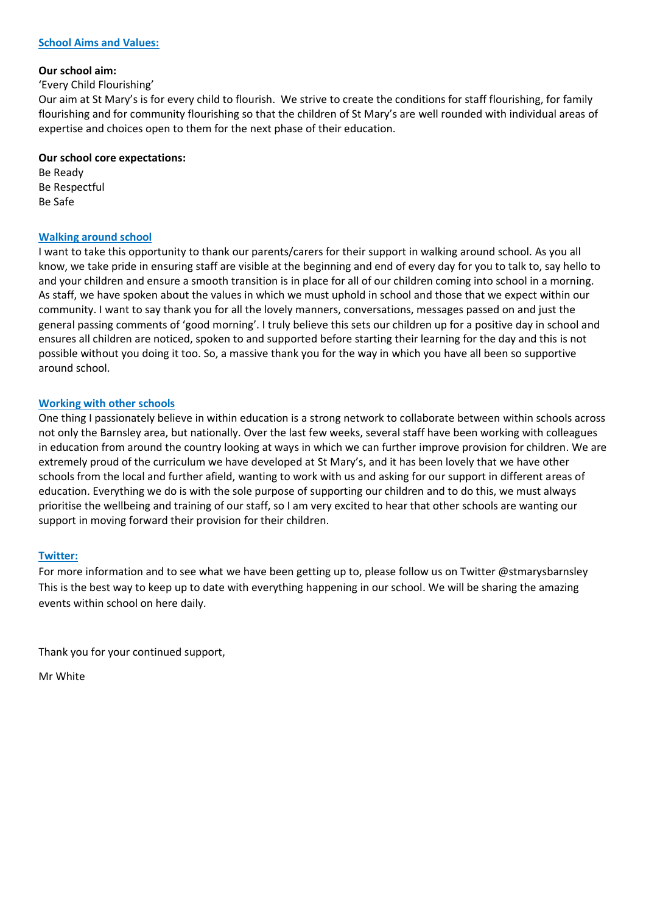## School Aims and Values:

**Our school aim:**

'Every Child Flourishing'

Our aim at St Mary's is for every child to flourish. We strive to create the conditions for staff flourishing, for family flourishing and for community flourishing so that the children of St Mary's are well rounded with individual areas of expertise and choices open to them for the next phase of their education.

**Our school core expectations:**

Be Ready
Be Respectful
Be Safe

## Walking around school

I want to take this opportunity to thank our parents/carers for their support in walking around school. As you all know, we take pride in ensuring staff are visible at the beginning and end of every day for you to talk to, say hello to and your children and ensure a smooth transition is in place for all of our children coming into school in a morning. As staff, we have spoken about the values in which we must uphold in school and those that we expect within our community. I want to say thank you for all the lovely manners, conversations, messages passed on and just the general passing comments of 'good morning'. I truly believe this sets our children up for a positive day in school and ensures all children are noticed, spoken to and supported before starting their learning for the day and this is not possible without you doing it too. So, a massive thank you for the way in which you have all been so supportive around school.

## Working with other schools

One thing I passionately believe in within education is a strong network to collaborate between within schools across not only the Barnsley area, but nationally. Over the last few weeks, several staff have been working with colleagues in education from around the country looking at ways in which we can further improve provision for children. We are extremely proud of the curriculum we have developed at St Mary's, and it has been lovely that we have other schools from the local and further afield, wanting to work with us and asking for our support in different areas of education. Everything we do is with the sole purpose of supporting our children and to do this, we must always prioritise the wellbeing and training of our staff, so I am very excited to hear that other schools are wanting our support in moving forward their provision for their children.

## Twitter:

For more information and to see what we have been getting up to, please follow us on Twitter @stmarysbarnsley
This is the best way to keep up to date with everything happening in our school. We will be sharing the amazing events within school on here daily.

Thank you for your continued support,

Mr White